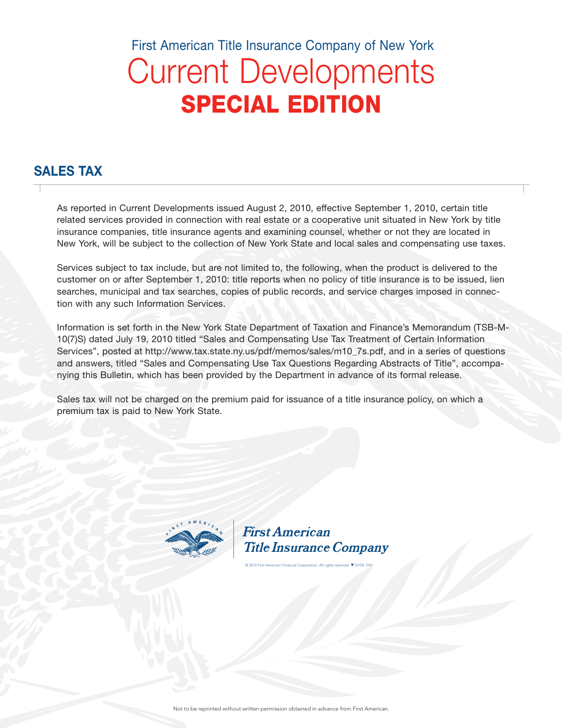First American Title Insurance Company of New York

# Current Developments

# SPECIAL EDITION

## SALES TAX

As reported in Current Developments issued August 2, 2010, effective September 1, 2010, certain title related services provided in connection with real estate or a cooperative unit situated in New York by title insurance companies, title insurance agents and examining counsel, whether or not they are located in New York, will be subject to the collection of New York State and local sales and compensating use taxes.

Services subject to tax include, but are not limited to, the following, when the product is delivered to the customer on or after September 1, 2010: title reports when no policy of title insurance is to be issued, lien searches, municipal and tax searches, copies of public records, and service charges imposed in connection with any such Information Services.

Information is set forth in the New York State Department of Taxation and Finance's Memorandum (TSB-M-10(7)S) dated July 19, 2010 titled "Sales and Compensating Use Tax Treatment of Certain Information Services", posted at http://www.tax.state.ny.us/pdf/memos/sales/m10_7s.pdf, and in a series of questions and answers, titled "Sales and Compensating Use Tax Questions Regarding Abstracts of Title", accompanying this Bulletin, which has been provided by the Department in advance of its formal release.

Sales tax will not be charged on the premium paid for issuance of a title insurance policy, on which a premium tax is paid to New York State.

*First American Title Insurance Company*

© 2010 First American Financial Corporation. All rights reserved. ▼ NYSE: FAF

Not to be reprinted without written permission obtained in advance from First American.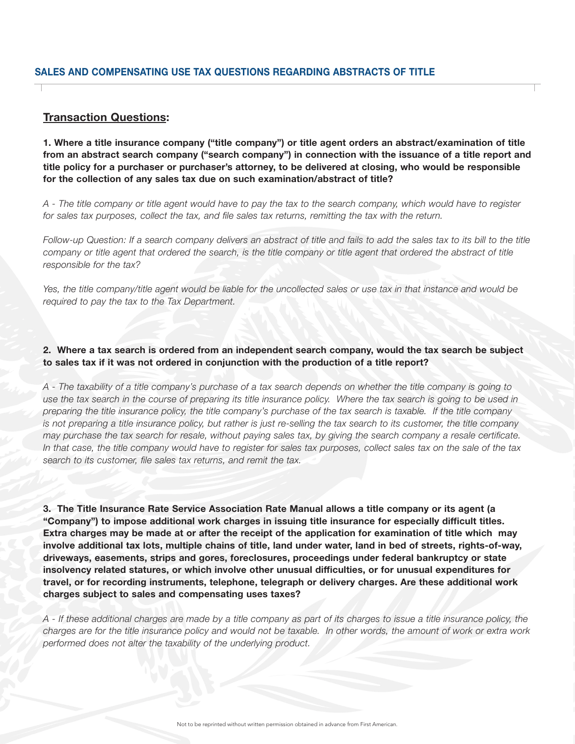## SALES AND COMPENSATING USE TAX QUESTIONS REGARDING ABSTRACTS OF TITLE

### <u>Transaction Questions</u>:

**1. Where a title insurance company ("title company") or title agent orders an abstract/examination of title from an abstract search company ("search company") in connection with the issuance of a title report and title policy for a purchaser or purchaser's attorney, to be delivered at closing, who would be responsible for the collection of any sales tax due on such examination/abstract of title?**

*A - The title company or title agent would have to pay the tax to the search company, which would have to register for sales tax purposes, collect the tax, and file sales tax returns, remitting the tax with the return.*

*Follow-up Question: If a search company delivers an abstract of title and fails to add the sales tax to its bill to the title company or title agent that ordered the search, is the title company or title agent that ordered the abstract of title responsible for the tax?*

*Yes, the title company/title agent would be liable for the uncollected sales or use tax in that instance and would be required to pay the tax to the Tax Department.*

**2. Where a tax search is ordered from an independent search company, would the tax search be subject to sales tax if it was not ordered in conjunction with the production of a title report?**

*A - The taxability of a title company's purchase of a tax search depends on whether the title company is going to use the tax search in the course of preparing its title insurance policy. Where the tax search is going to be used in preparing the title insurance policy, the title company's purchase of the tax search is taxable. If the title company is not preparing a title insurance policy, but rather is just re-selling the tax search to its customer, the title company may purchase the tax search for resale, without paying sales tax, by giving the search company a resale certificate. In that case, the title company would have to register for sales tax purposes, collect sales tax on the sale of the tax search to its customer, file sales tax returns, and remit the tax.*

**3. The Title Insurance Rate Service Association Rate Manual allows a title company or its agent (a "Company") to impose additional work charges in issuing title insurance for especially difficult titles. Extra charges may be made at or after the receipt of the application for examination of title which may involve additional tax lots, multiple chains of title, land under water, land in bed of streets, rights-of-way, driveways, easements, strips and gores, foreclosures, proceedings under federal bankruptcy or state insolvency related statures, or which involve other unusual difficulties, or for unusual expenditures for travel, or for recording instruments, telephone, telegraph or delivery charges. Are these additional work charges subject to sales and compensating uses taxes?**

*A - If these additional charges are made by a title company as part of its charges to issue a title insurance policy, the charges are for the title insurance policy and would not be taxable. In other words, the amount of work or extra work performed does not alter the taxability of the underlying product.*

Not to be reprinted without written permission obtained in advance from First American.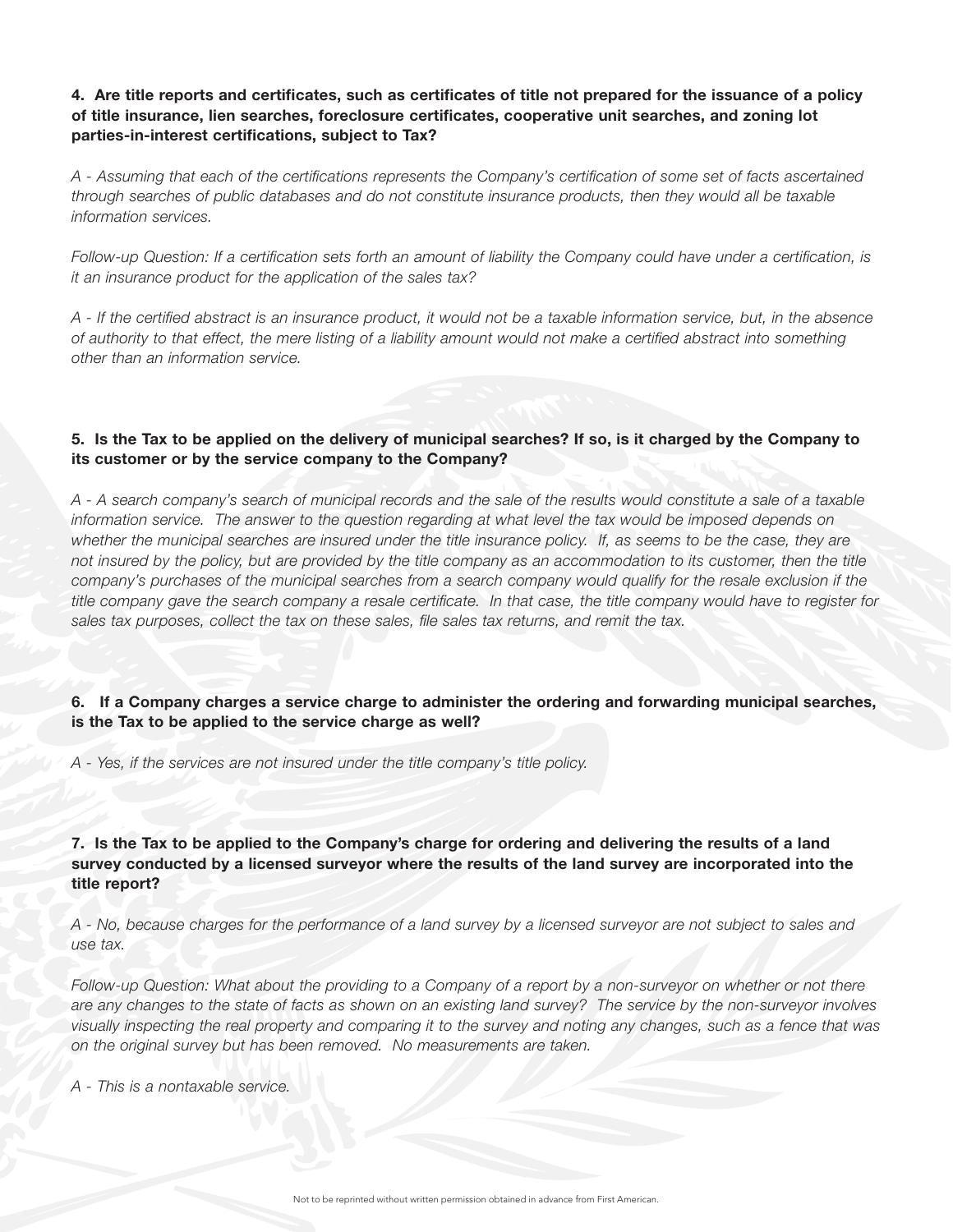**4. Are title reports and certificates, such as certificates of title not prepared for the issuance of a policy of title insurance, lien searches, foreclosure certificates, cooperative unit searches, and zoning lot parties-in-interest certifications, subject to Tax?**

*A - Assuming that each of the certifications represents the Company's certification of some set of facts ascertained through searches of public databases and do not constitute insurance products, then they would all be taxable information services.*

*Follow-up Question: If a certification sets forth an amount of liability the Company could have under a certification, is it an insurance product for the application of the sales tax?*

*A - If the certified abstract is an insurance product, it would not be a taxable information service, but, in the absence of authority to that effect, the mere listing of a liability amount would not make a certified abstract into something other than an information service.*

**5. Is the Tax to be applied on the delivery of municipal searches? If so, is it charged by the Company to its customer or by the service company to the Company?**

*A - A search company's search of municipal records and the sale of the results would constitute a sale of a taxable information service. The answer to the question regarding at what level the tax would be imposed depends on whether the municipal searches are insured under the title insurance policy. If, as seems to be the case, they are not insured by the policy, but are provided by the title company as an accommodation to its customer, then the title company's purchases of the municipal searches from a search company would qualify for the resale exclusion if the title company gave the search company a resale certificate. In that case, the title company would have to register for sales tax purposes, collect the tax on these sales, file sales tax returns, and remit the tax.*

**6. If a Company charges a service charge to administer the ordering and forwarding municipal searches, is the Tax to be applied to the service charge as well?**

*A - Yes, if the services are not insured under the title company's title policy.*

**7. Is the Tax to be applied to the Company's charge for ordering and delivering the results of a land survey conducted by a licensed surveyor where the results of the land survey are incorporated into the title report?**

*A - No, because charges for the performance of a land survey by a licensed surveyor are not subject to sales and use tax.*

*Follow-up Question: What about the providing to a Company of a report by a non-surveyor on whether or not there are any changes to the state of facts as shown on an existing land survey? The service by the non-surveyor involves visually inspecting the real property and comparing it to the survey and noting any changes, such as a fence that was on the original survey but has been removed. No measurements are taken.*

*A - This is a nontaxable service.*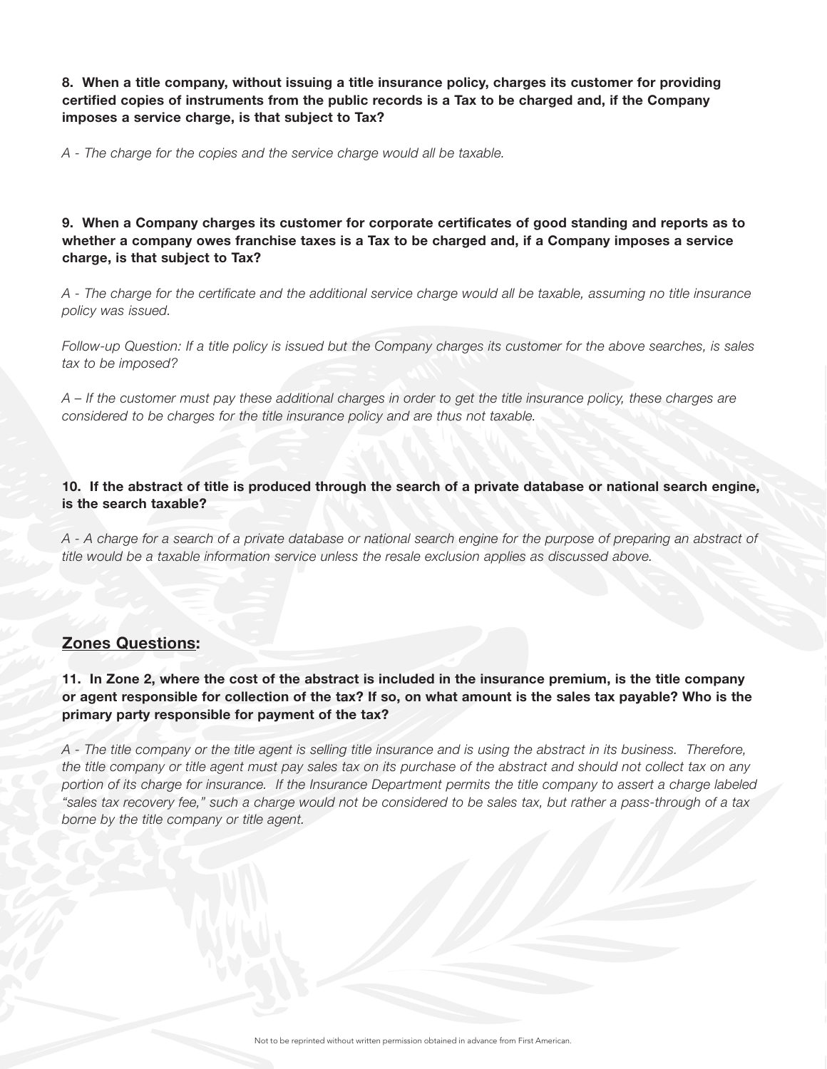**8. When a title company, without issuing a title insurance policy, charges its customer for providing certified copies of instruments from the public records is a Tax to be charged and, if the Company imposes a service charge, is that subject to Tax?**

*A - The charge for the copies and the service charge would all be taxable.*

**9. When a Company charges its customer for corporate certificates of good standing and reports as to whether a company owes franchise taxes is a Tax to be charged and, if a Company imposes a service charge, is that subject to Tax?**

*A - The charge for the certificate and the additional service charge would all be taxable, assuming no title insurance policy was issued.*

*Follow-up Question: If a title policy is issued but the Company charges its customer for the above searches, is sales tax to be imposed?*

*A – If the customer must pay these additional charges in order to get the title insurance policy, these charges are considered to be charges for the title insurance policy and are thus not taxable.*

**10. If the abstract of title is produced through the search of a private database or national search engine, is the search taxable?**

*A - A charge for a search of a private database or national search engine for the purpose of preparing an abstract of title would be a taxable information service unless the resale exclusion applies as discussed above.*

## Zones Questions:

**11. In Zone 2, where the cost of the abstract is included in the insurance premium, is the title company or agent responsible for collection of the tax? If so, on what amount is the sales tax payable? Who is the primary party responsible for payment of the tax?**

*A - The title company or the title agent is selling title insurance and is using the abstract in its business. Therefore, the title company or title agent must pay sales tax on its purchase of the abstract and should not collect tax on any portion of its charge for insurance. If the Insurance Department permits the title company to assert a charge labeled "sales tax recovery fee," such a charge would not be considered to be sales tax, but rather a pass-through of a tax borne by the title company or title agent.*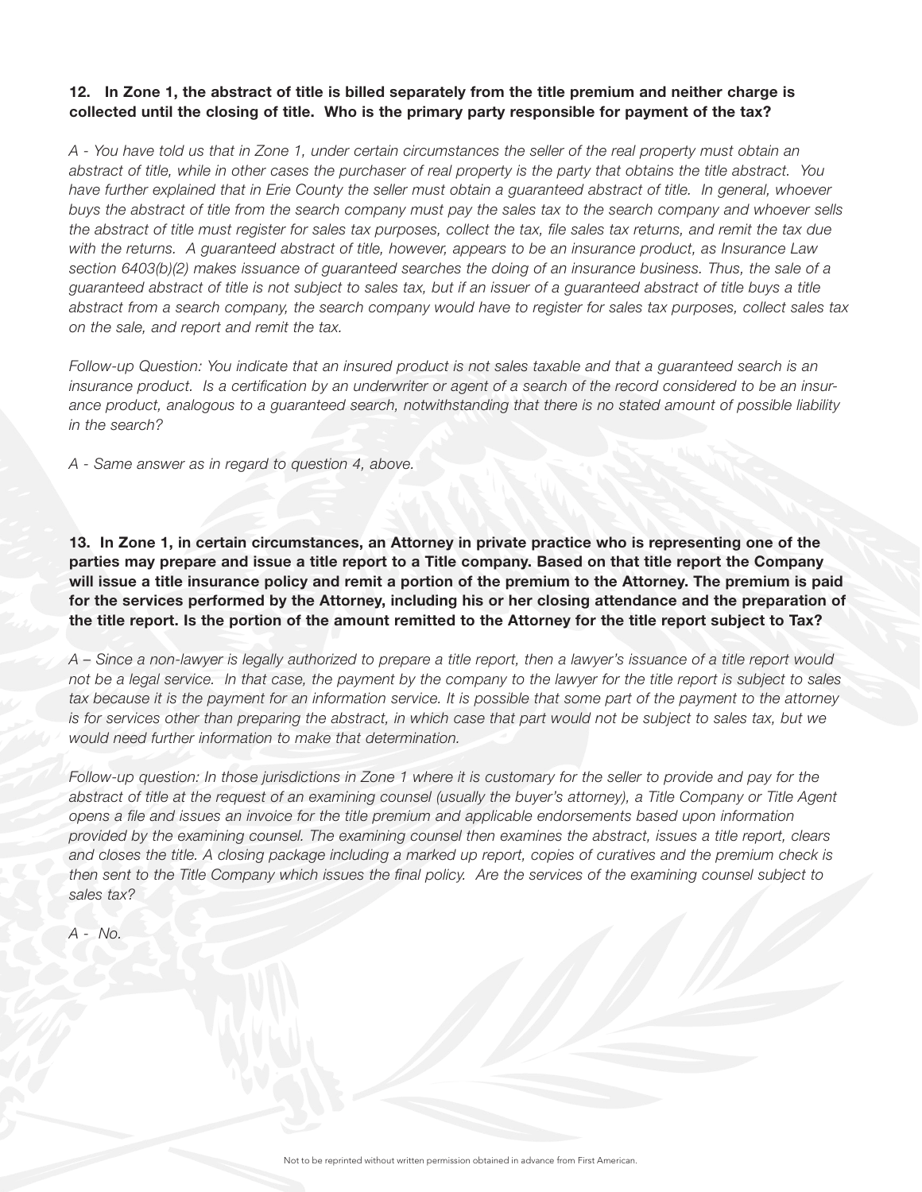**12. In Zone 1, the abstract of title is billed separately from the title premium and neither charge is collected until the closing of title. Who is the primary party responsible for payment of the tax?**

*A - You have told us that in Zone 1, under certain circumstances the seller of the real property must obtain an abstract of title, while in other cases the purchaser of real property is the party that obtains the title abstract. You have further explained that in Erie County the seller must obtain a guaranteed abstract of title. In general, whoever buys the abstract of title from the search company must pay the sales tax to the search company and whoever sells the abstract of title must register for sales tax purposes, collect the tax, file sales tax returns, and remit the tax due with the returns. A guaranteed abstract of title, however, appears to be an insurance product, as Insurance Law section 6403(b)(2) makes issuance of guaranteed searches the doing of an insurance business. Thus, the sale of a guaranteed abstract of title is not subject to sales tax, but if an issuer of a guaranteed abstract of title buys a title abstract from a search company, the search company would have to register for sales tax purposes, collect sales tax on the sale, and report and remit the tax.*

*Follow-up Question: You indicate that an insured product is not sales taxable and that a guaranteed search is an insurance product. Is a certification by an underwriter or agent of a search of the record considered to be an insurance product, analogous to a guaranteed search, notwithstanding that there is no stated amount of possible liability in the search?*

*A - Same answer as in regard to question 4, above.*

**13. In Zone 1, in certain circumstances, an Attorney in private practice who is representing one of the parties may prepare and issue a title report to a Title company. Based on that title report the Company will issue a title insurance policy and remit a portion of the premium to the Attorney. The premium is paid for the services performed by the Attorney, including his or her closing attendance and the preparation of the title report. Is the portion of the amount remitted to the Attorney for the title report subject to Tax?**

*A – Since a non-lawyer is legally authorized to prepare a title report, then a lawyer's issuance of a title report would not be a legal service. In that case, the payment by the company to the lawyer for the title report is subject to sales tax because it is the payment for an information service. It is possible that some part of the payment to the attorney is for services other than preparing the abstract, in which case that part would not be subject to sales tax, but we would need further information to make that determination.*

*Follow-up question: In those jurisdictions in Zone 1 where it is customary for the seller to provide and pay for the abstract of title at the request of an examining counsel (usually the buyer's attorney), a Title Company or Title Agent opens a file and issues an invoice for the title premium and applicable endorsements based upon information provided by the examining counsel. The examining counsel then examines the abstract, issues a title report, clears and closes the title. A closing package including a marked up report, copies of curatives and the premium check is then sent to the Title Company which issues the final policy. Are the services of the examining counsel subject to sales tax?*

*A - No.*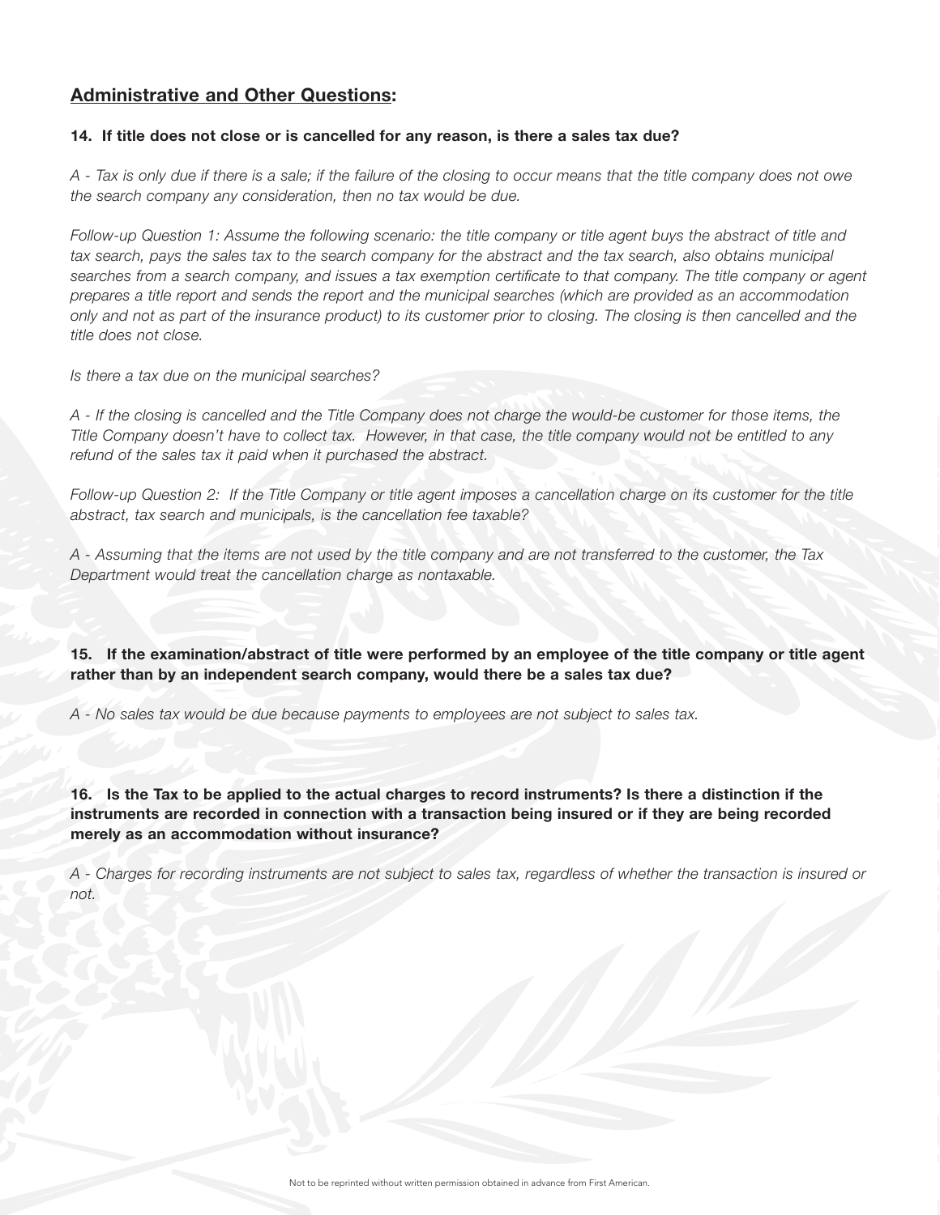## **Administrative and Other Questions:**

**14. If title does not close or is cancelled for any reason, is there a sales tax due?**

*A - Tax is only due if there is a sale; if the failure of the closing to occur means that the title company does not owe the search company any consideration, then no tax would be due.*

*Follow-up Question 1: Assume the following scenario: the title company or title agent buys the abstract of title and tax search, pays the sales tax to the search company for the abstract and the tax search, also obtains municipal searches from a search company, and issues a tax exemption certificate to that company. The title company or agent prepares a title report and sends the report and the municipal searches (which are provided as an accommodation only and not as part of the insurance product) to its customer prior to closing. The closing is then cancelled and the title does not close.*

*Is there a tax due on the municipal searches?*

*A - If the closing is cancelled and the Title Company does not charge the would-be customer for those items, the Title Company doesn't have to collect tax. However, in that case, the title company would not be entitled to any refund of the sales tax it paid when it purchased the abstract.*

*Follow-up Question 2: If the Title Company or title agent imposes a cancellation charge on its customer for the title abstract, tax search and municipals, is the cancellation fee taxable?*

*A - Assuming that the items are not used by the title company and are not transferred to the customer, the Tax Department would treat the cancellation charge as nontaxable.*

**15. If the examination/abstract of title were performed by an employee of the title company or title agent rather than by an independent search company, would there be a sales tax due?**

*A - No sales tax would be due because payments to employees are not subject to sales tax.*

**16. Is the Tax to be applied to the actual charges to record instruments? Is there a distinction if the instruments are recorded in connection with a transaction being insured or if they are being recorded merely as an accommodation without insurance?**

*A - Charges for recording instruments are not subject to sales tax, regardless of whether the transaction is insured or not.*

Not to be reprinted without written permission obtained in advance from First American.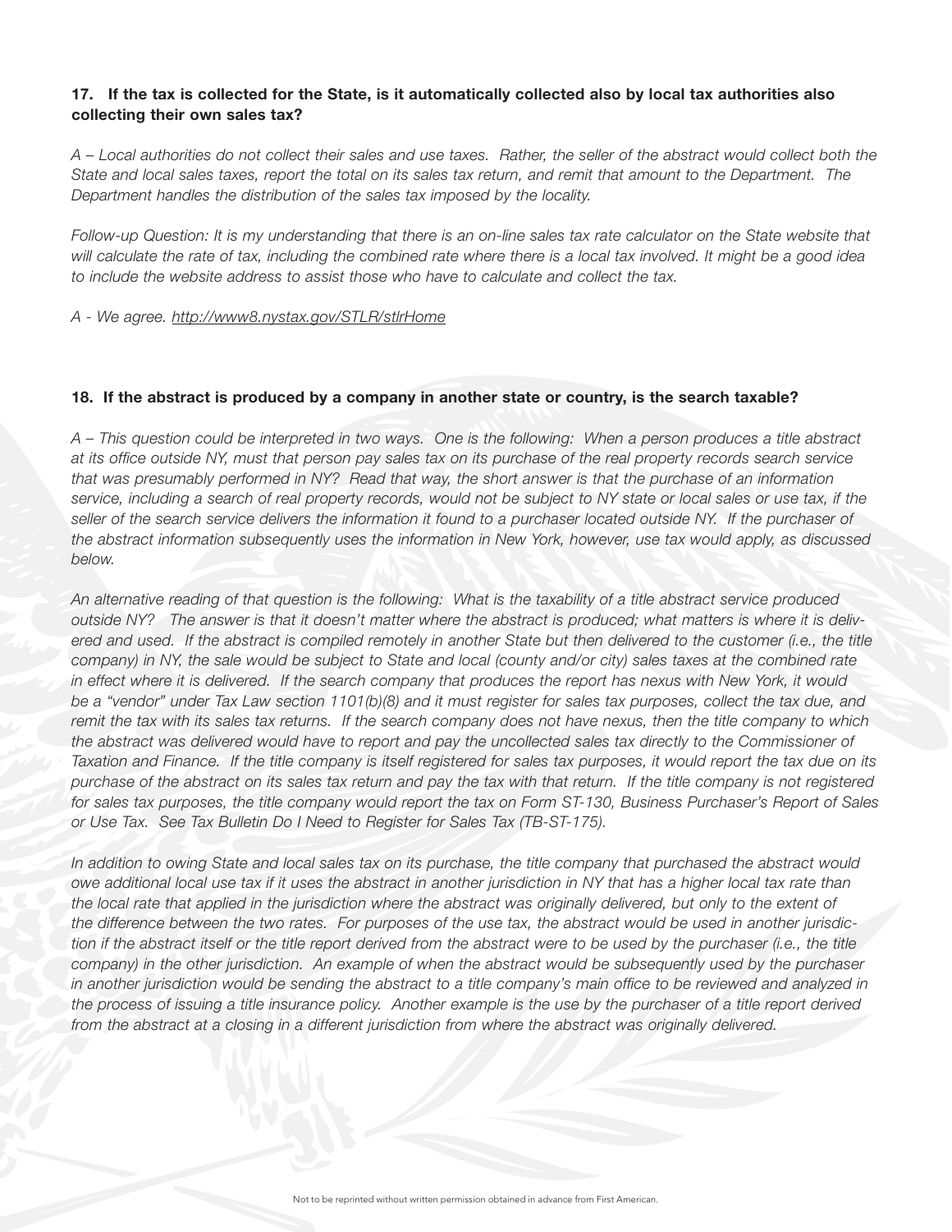**17. If the tax is collected for the State, is it automatically collected also by local tax authorities also collecting their own sales tax?**

*A – Local authorities do not collect their sales and use taxes. Rather, the seller of the abstract would collect both the State and local sales taxes, report the total on its sales tax return, and remit that amount to the Department. The Department handles the distribution of the sales tax imposed by the locality.*

*Follow-up Question: It is my understanding that there is an on-line sales tax rate calculator on the State website that will calculate the rate of tax, including the combined rate where there is a local tax involved. It might be a good idea to include the website address to assist those who have to calculate and collect the tax.*

*A - We agree. http://www8.nystax.gov/STLR/stlrHome*

**18. If the abstract is produced by a company in another state or country, is the search taxable?**

*A – This question could be interpreted in two ways. One is the following: When a person produces a title abstract at its office outside NY, must that person pay sales tax on its purchase of the real property records search service that was presumably performed in NY? Read that way, the short answer is that the purchase of an information service, including a search of real property records, would not be subject to NY state or local sales or use tax, if the seller of the search service delivers the information it found to a purchaser located outside NY. If the purchaser of the abstract information subsequently uses the information in New York, however, use tax would apply, as discussed below.*

*An alternative reading of that question is the following: What is the taxability of a title abstract service produced outside NY? The answer is that it doesn't matter where the abstract is produced; what matters is where it is delivered and used. If the abstract is compiled remotely in another State but then delivered to the customer (i.e., the title company) in NY, the sale would be subject to State and local (county and/or city) sales taxes at the combined rate in effect where it is delivered. If the search company that produces the report has nexus with New York, it would be a "vendor" under Tax Law section 1101(b)(8) and it must register for sales tax purposes, collect the tax due, and remit the tax with its sales tax returns. If the search company does not have nexus, then the title company to which the abstract was delivered would have to report and pay the uncollected sales tax directly to the Commissioner of Taxation and Finance. If the title company is itself registered for sales tax purposes, it would report the tax due on its purchase of the abstract on its sales tax return and pay the tax with that return. If the title company is not registered for sales tax purposes, the title company would report the tax on Form ST-130, Business Purchaser's Report of Sales or Use Tax. See Tax Bulletin Do I Need to Register for Sales Tax (TB-ST-175).*

*In addition to owing State and local sales tax on its purchase, the title company that purchased the abstract would owe additional local use tax if it uses the abstract in another jurisdiction in NY that has a higher local tax rate than the local rate that applied in the jurisdiction where the abstract was originally delivered, but only to the extent of the difference between the two rates. For purposes of the use tax, the abstract would be used in another jurisdiction if the abstract itself or the title report derived from the abstract were to be used by the purchaser (i.e., the title company) in the other jurisdiction. An example of when the abstract would be subsequently used by the purchaser in another jurisdiction would be sending the abstract to a title company's main office to be reviewed and analyzed in the process of issuing a title insurance policy. Another example is the use by the purchaser of a title report derived from the abstract at a closing in a different jurisdiction from where the abstract was originally delivered.*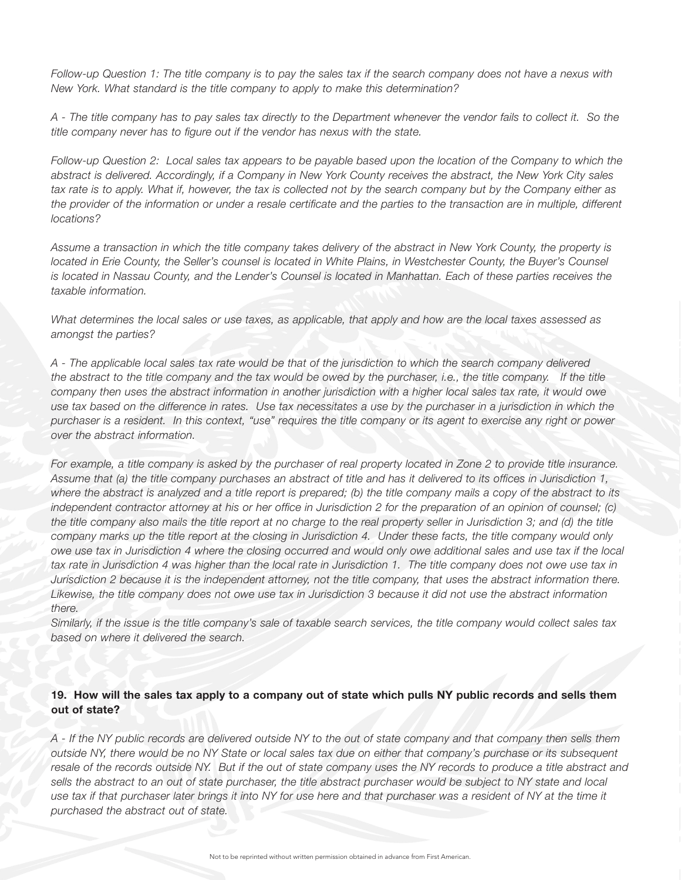*Follow-up Question 1: The title company is to pay the sales tax if the search company does not have a nexus with New York. What standard is the title company to apply to make this determination?*

*A - The title company has to pay sales tax directly to the Department whenever the vendor fails to collect it. So the title company never has to figure out if the vendor has nexus with the state.*

*Follow-up Question 2: Local sales tax appears to be payable based upon the location of the Company to which the abstract is delivered. Accordingly, if a Company in New York County receives the abstract, the New York City sales tax rate is to apply. What if, however, the tax is collected not by the search company but by the Company either as the provider of the information or under a resale certificate and the parties to the transaction are in multiple, different locations?*

*Assume a transaction in which the title company takes delivery of the abstract in New York County, the property is located in Erie County, the Seller's counsel is located in White Plains, in Westchester County, the Buyer's Counsel is located in Nassau County, and the Lender's Counsel is located in Manhattan. Each of these parties receives the taxable information.*

*What determines the local sales or use taxes, as applicable, that apply and how are the local taxes assessed as amongst the parties?*

*A - The applicable local sales tax rate would be that of the jurisdiction to which the search company delivered the abstract to the title company and the tax would be owed by the purchaser, i.e., the title company. If the title company then uses the abstract information in another jurisdiction with a higher local sales tax rate, it would owe use tax based on the difference in rates. Use tax necessitates a use by the purchaser in a jurisdiction in which the purchaser is a resident. In this context, "use" requires the title company or its agent to exercise any right or power over the abstract information.*

*For example, a title company is asked by the purchaser of real property located in Zone 2 to provide title insurance. Assume that (a) the title company purchases an abstract of title and has it delivered to its offices in Jurisdiction 1, where the abstract is analyzed and a title report is prepared; (b) the title company mails a copy of the abstract to its independent contractor attorney at his or her office in Jurisdiction 2 for the preparation of an opinion of counsel; (c) the title company also mails the title report at no charge to the real property seller in Jurisdiction 3; and (d) the title company marks up the title report at the closing in Jurisdiction 4. Under these facts, the title company would only owe use tax in Jurisdiction 4 where the closing occurred and would only owe additional sales and use tax if the local tax rate in Jurisdiction 4 was higher than the local rate in Jurisdiction 1. The title company does not owe use tax in Jurisdiction 2 because it is the independent attorney, not the title company, that uses the abstract information there. Likewise, the title company does not owe use tax in Jurisdiction 3 because it did not use the abstract information there.*

*Similarly, if the issue is the title company's sale of taxable search services, the title company would collect sales tax based on where it delivered the search.*

**19. How will the sales tax apply to a company out of state which pulls NY public records and sells them out of state?**

*A - If the NY public records are delivered outside NY to the out of state company and that company then sells them outside NY, there would be no NY State or local sales tax due on either that company's purchase or its subsequent resale of the records outside NY. But if the out of state company uses the NY records to produce a title abstract and sells the abstract to an out of state purchaser, the title abstract purchaser would be subject to NY state and local use tax if that purchaser later brings it into NY for use here and that purchaser was a resident of NY at the time it purchased the abstract out of state.*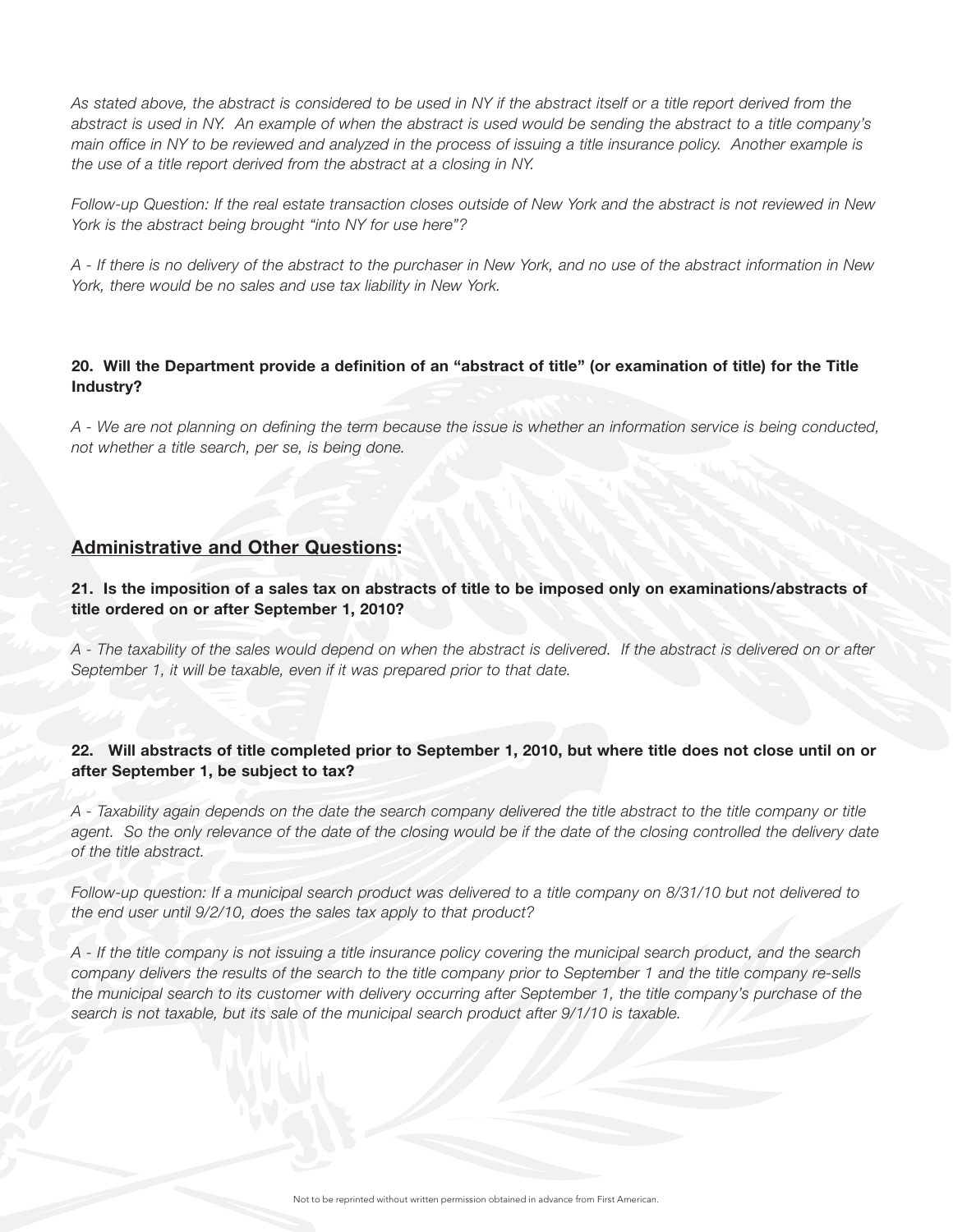*As stated above, the abstract is considered to be used in NY if the abstract itself or a title report derived from the abstract is used in NY. An example of when the abstract is used would be sending the abstract to a title company's main office in NY to be reviewed and analyzed in the process of issuing a title insurance policy. Another example is the use of a title report derived from the abstract at a closing in NY.*

*Follow-up Question: If the real estate transaction closes outside of New York and the abstract is not reviewed in New York is the abstract being brought "into NY for use here"?*

*A - If there is no delivery of the abstract to the purchaser in New York, and no use of the abstract information in New York, there would be no sales and use tax liability in New York.*

**20. Will the Department provide a definition of an "abstract of title" (or examination of title) for the Title Industry?**

*A - We are not planning on defining the term because the issue is whether an information service is being conducted, not whether a title search, per se, is being done.*

## Administrative and Other Questions:

**21. Is the imposition of a sales tax on abstracts of title to be imposed only on examinations/abstracts of title ordered on or after September 1, 2010?**

*A - The taxability of the sales would depend on when the abstract is delivered. If the abstract is delivered on or after September 1, it will be taxable, even if it was prepared prior to that date.*

**22. Will abstracts of title completed prior to September 1, 2010, but where title does not close until on or after September 1, be subject to tax?**

*A - Taxability again depends on the date the search company delivered the title abstract to the title company or title agent. So the only relevance of the date of the closing would be if the date of the closing controlled the delivery date of the title abstract.*

*Follow-up question: If a municipal search product was delivered to a title company on 8/31/10 but not delivered to the end user until 9/2/10, does the sales tax apply to that product?*

*A - If the title company is not issuing a title insurance policy covering the municipal search product, and the search company delivers the results of the search to the title company prior to September 1 and the title company re-sells the municipal search to its customer with delivery occurring after September 1, the title company's purchase of the search is not taxable, but its sale of the municipal search product after 9/1/10 is taxable.*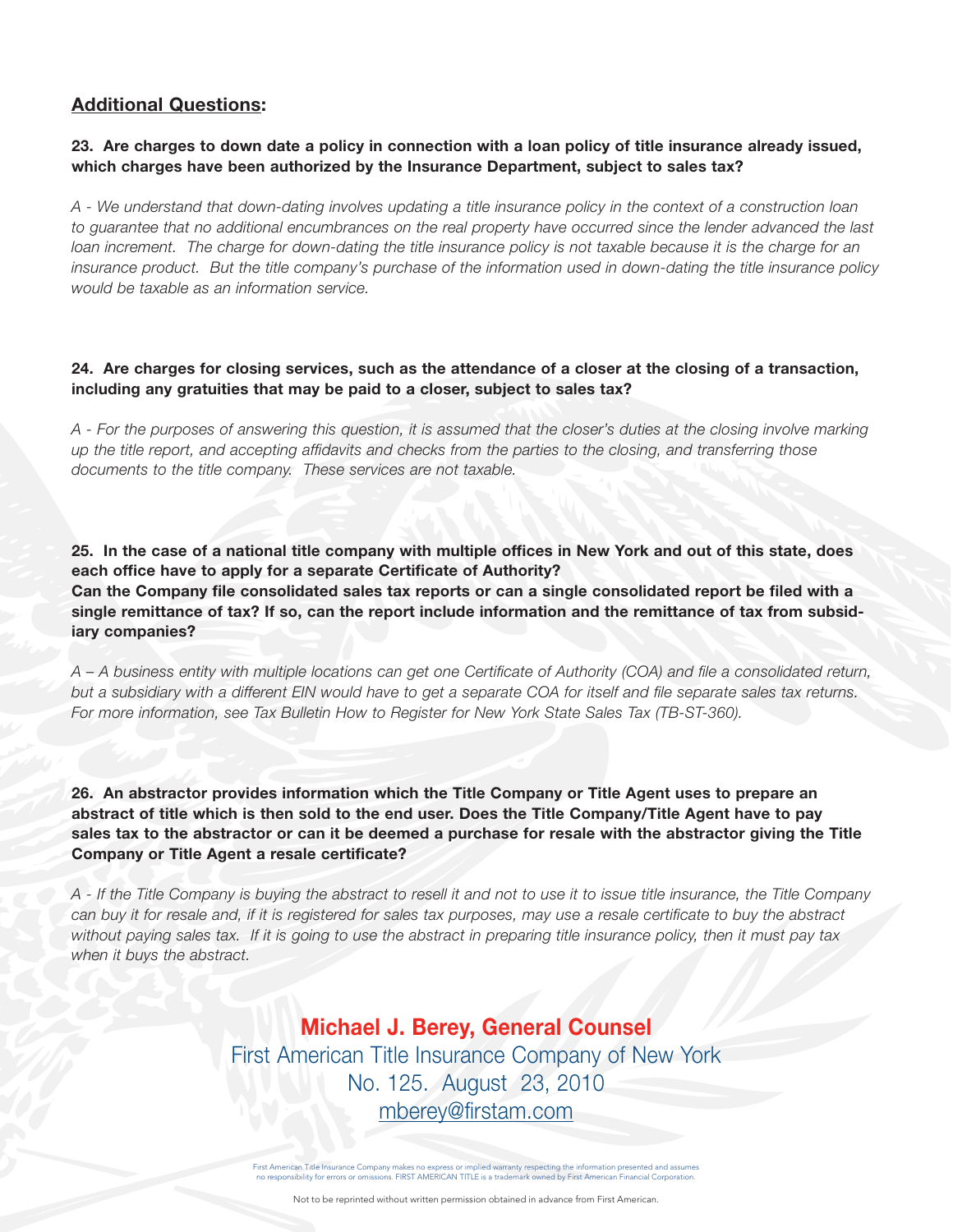## **Additional Questions**:

**23. Are charges to down date a policy in connection with a loan policy of title insurance already issued, which charges have been authorized by the Insurance Department, subject to sales tax?**

*A - We understand that down-dating involves updating a title insurance policy in the context of a construction loan to guarantee that no additional encumbrances on the real property have occurred since the lender advanced the last loan increment. The charge for down-dating the title insurance policy is not taxable because it is the charge for an insurance product. But the title company's purchase of the information used in down-dating the title insurance policy would be taxable as an information service.*

**24. Are charges for closing services, such as the attendance of a closer at the closing of a transaction, including any gratuities that may be paid to a closer, subject to sales tax?**

*A - For the purposes of answering this question, it is assumed that the closer's duties at the closing involve marking up the title report, and accepting affidavits and checks from the parties to the closing, and transferring those documents to the title company. These services are not taxable.*

**25. In the case of a national title company with multiple offices in New York and out of this state, does each office have to apply for a separate Certificate of Authority?**
**Can the Company file consolidated sales tax reports or can a single consolidated report be filed with a single remittance of tax? If so, can the report include information and the remittance of tax from subsidiary companies?**

*A – A business entity with multiple locations can get one Certificate of Authority (COA) and file a consolidated return, but a subsidiary with a different EIN would have to get a separate COA for itself and file separate sales tax returns. For more information, see Tax Bulletin How to Register for New York State Sales Tax (TB-ST-360).*

**26. An abstractor provides information which the Title Company or Title Agent uses to prepare an abstract of title which is then sold to the end user. Does the Title Company/Title Agent have to pay sales tax to the abstractor or can it be deemed a purchase for resale with the abstractor giving the Title Company or Title Agent a resale certificate?**

*A - If the Title Company is buying the abstract to resell it and not to use it to issue title insurance, the Title Company can buy it for resale and, if it is registered for sales tax purposes, may use a resale certificate to buy the abstract without paying sales tax. If it is going to use the abstract in preparing title insurance policy, then it must pay tax when it buys the abstract.*

**Michael J. Berey, General Counsel**
First American Title Insurance Company of New York
No. 125. August 23, 2010
mberey@firstam.com

First American Title Insurance Company makes no express or implied warranty respecting the information presented and assumes no responsibility for errors or omissions. FIRST AMERICAN TITLE is a trademark owned by First American Financial Corporation.

Not to be reprinted without written permission obtained in advance from First American.